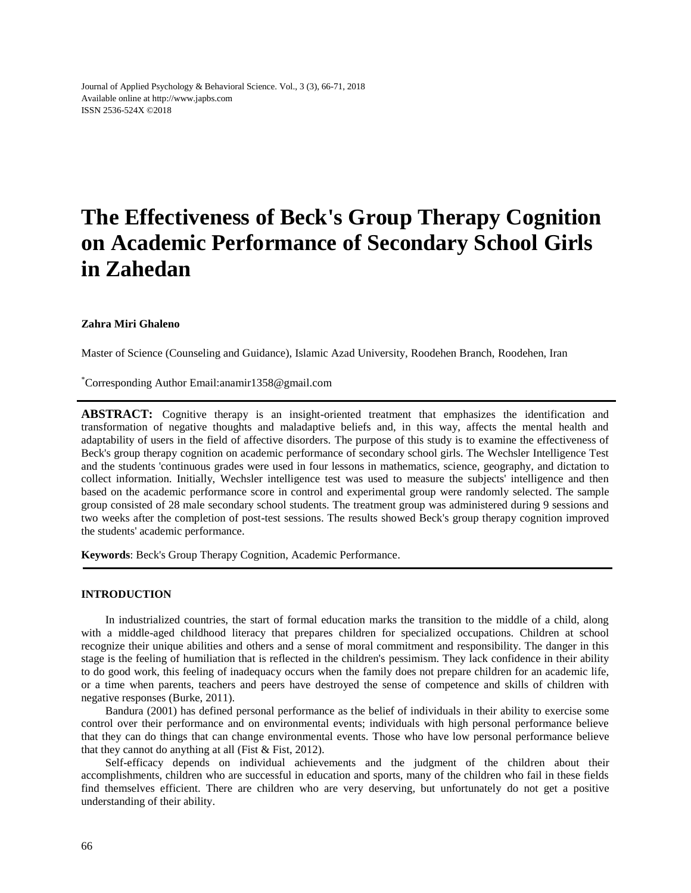# The Effectiveness of Beck's Group Therapy Cognition on Academic Performance of Secondary School Girls in Zahedan

**Zahra Miri Ghaleno**

Master of Science (Counseling and Guidance), Islamic Azad University, Roodehen Branch, Roodehen, Iran

*Corresponding Author Email:anamir1358@gmail.com

**ABSTRACT:** Cognitive therapy is an insight-oriented treatment that emphasizes the identification and transformation of negative thoughts and maladaptive beliefs and, in this way, affects the mental health and adaptability of users in the field of affective disorders. The purpose of this study is to examine the effectiveness of Beck's group therapy cognition on academic performance of secondary school girls. The Wechsler Intelligence Test and the students 'continuous grades were used in four lessons in mathematics, science, geography, and dictation to collect information. Initially, Wechsler intelligence test was used to measure the subjects' intelligence and then based on the academic performance score in control and experimental group were randomly selected. The sample group consisted of 28 male secondary school students. The treatment group was administered during 9 sessions and two weeks after the completion of post-test sessions. The results showed Beck's group therapy cognition improved the students' academic performance.

**Keywords**: Beck's Group Therapy Cognition, Academic Performance.

## INTRODUCTION

In industrialized countries, the start of formal education marks the transition to the middle of a child, along with a middle-aged childhood literacy that prepares children for specialized occupations. Children at school recognize their unique abilities and others and a sense of moral commitment and responsibility. The danger in this stage is the feeling of humiliation that is reflected in the children's pessimism. They lack confidence in their ability to do good work, this feeling of inadequacy occurs when the family does not prepare children for an academic life, or a time when parents, teachers and peers have destroyed the sense of competence and skills of children with negative responses (Burke, 2011).

Bandura (2001) has defined personal performance as the belief of individuals in their ability to exercise some control over their performance and on environmental events; individuals with high personal performance believe that they can do things that can change environmental events. Those who have low personal performance believe that they cannot do anything at all (Fist & Fist, 2012).

Self-efficacy depends on individual achievements and the judgment of the children about their accomplishments, children who are successful in education and sports, many of the children who fail in these fields find themselves efficient. There are children who are very deserving, but unfortunately do not get a positive understanding of their ability.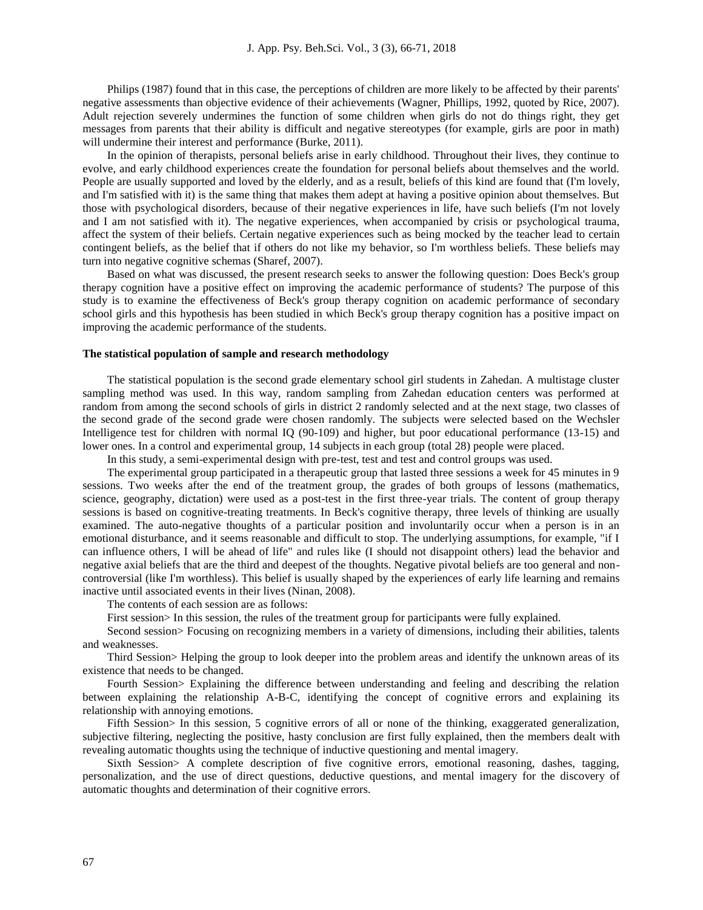Philips (1987) found that in this case, the perceptions of children are more likely to be affected by their parents' negative assessments than objective evidence of their achievements (Wagner, Phillips, 1992, quoted by Rice, 2007). Adult rejection severely undermines the function of some children when girls do not do things right, they get messages from parents that their ability is difficult and negative stereotypes (for example, girls are poor in math) will undermine their interest and performance (Burke, 2011).

In the opinion of therapists, personal beliefs arise in early childhood. Throughout their lives, they continue to evolve, and early childhood experiences create the foundation for personal beliefs about themselves and the world. People are usually supported and loved by the elderly, and as a result, beliefs of this kind are found that (I'm lovely, and I'm satisfied with it) is the same thing that makes them adept at having a positive opinion about themselves. But those with psychological disorders, because of their negative experiences in life, have such beliefs (I'm not lovely and I am not satisfied with it). The negative experiences, when accompanied by crisis or psychological trauma, affect the system of their beliefs. Certain negative experiences such as being mocked by the teacher lead to certain contingent beliefs, as the belief that if others do not like my behavior, so I'm worthless beliefs. These beliefs may turn into negative cognitive schemas (Sharef, 2007).

Based on what was discussed, the present research seeks to answer the following question: Does Beck's group therapy cognition have a positive effect on improving the academic performance of students? The purpose of this study is to examine the effectiveness of Beck's group therapy cognition on academic performance of secondary school girls and this hypothesis has been studied in which Beck's group therapy cognition has a positive impact on improving the academic performance of the students.

**The statistical population of sample and research methodology**

The statistical population is the second grade elementary school girl students in Zahedan. A multistage cluster sampling method was used. In this way, random sampling from Zahedan education centers was performed at random from among the second schools of girls in district 2 randomly selected and at the next stage, two classes of the second grade of the second grade were chosen randomly. The subjects were selected based on the Wechsler Intelligence test for children with normal IQ (90-109) and higher, but poor educational performance (13-15) and lower ones. In a control and experimental group, 14 subjects in each group (total 28) people were placed.

In this study, a semi-experimental design with pre-test, test and test and control groups was used.

The experimental group participated in a therapeutic group that lasted three sessions a week for 45 minutes in 9 sessions. Two weeks after the end of the treatment group, the grades of both groups of lessons (mathematics, science, geography, dictation) were used as a post-test in the first three-year trials. The content of group therapy sessions is based on cognitive-treating treatments. In Beck's cognitive therapy, three levels of thinking are usually examined. The auto-negative thoughts of a particular position and involuntarily occur when a person is in an emotional disturbance, and it seems reasonable and difficult to stop. The underlying assumptions, for example, "if I can influence others, I will be ahead of life" and rules like (I should not disappoint others) lead the behavior and negative axial beliefs that are the third and deepest of the thoughts. Negative pivotal beliefs are too general and non-controversial (like I'm worthless). This belief is usually shaped by the experiences of early life learning and remains inactive until associated events in their lives (Ninan, 2008).

The contents of each session are as follows:

First session> In this session, the rules of the treatment group for participants were fully explained.

Second session> Focusing on recognizing members in a variety of dimensions, including their abilities, talents and weaknesses.

Third Session> Helping the group to look deeper into the problem areas and identify the unknown areas of its existence that needs to be changed.

Fourth Session> Explaining the difference between understanding and feeling and describing the relation between explaining the relationship A-B-C, identifying the concept of cognitive errors and explaining its relationship with annoying emotions.

Fifth Session> In this session, 5 cognitive errors of all or none of the thinking, exaggerated generalization, subjective filtering, neglecting the positive, hasty conclusion are first fully explained, then the members dealt with revealing automatic thoughts using the technique of inductive questioning and mental imagery.

Sixth Session> A complete description of five cognitive errors, emotional reasoning, dashes, tagging, personalization, and the use of direct questions, deductive questions, and mental imagery for the discovery of automatic thoughts and determination of their cognitive errors.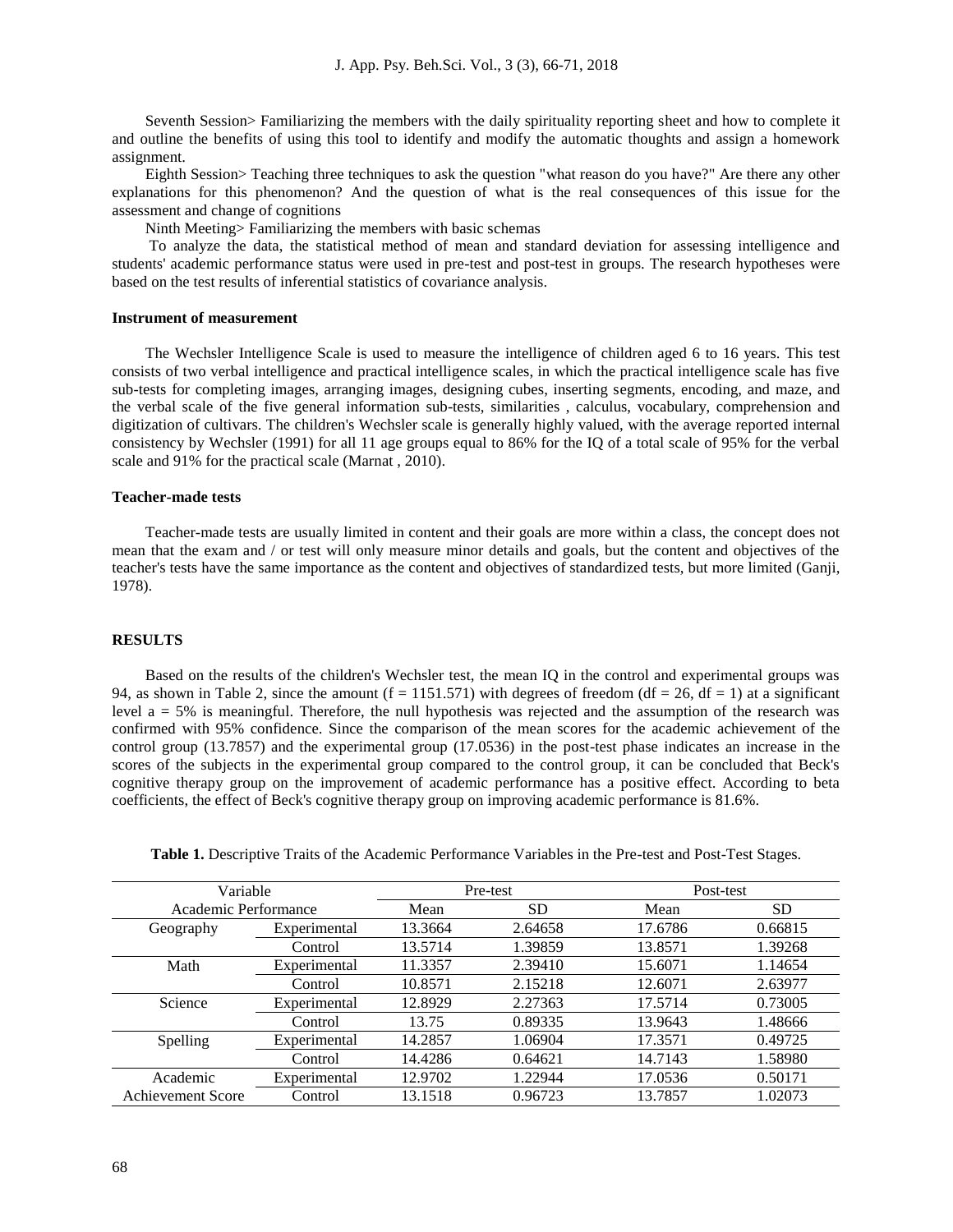Seventh Session> Familiarizing the members with the daily spirituality reporting sheet and how to complete it and outline the benefits of using this tool to identify and modify the automatic thoughts and assign a homework assignment.

Eighth Session> Teaching three techniques to ask the question "what reason do you have?" Are there any other explanations for this phenomenon? And the question of what is the real consequences of this issue for the assessment and change of cognitions

Ninth Meeting> Familiarizing the members with basic schemas

To analyze the data, the statistical method of mean and standard deviation for assessing intelligence and students' academic performance status were used in pre-test and post-test in groups. The research hypotheses were based on the test results of inferential statistics of covariance analysis.

### Instrument of measurement

The Wechsler Intelligence Scale is used to measure the intelligence of children aged 6 to 16 years. This test consists of two verbal intelligence and practical intelligence scales, in which the practical intelligence scale has five sub-tests for completing images, arranging images, designing cubes, inserting segments, encoding, and maze, and the verbal scale of the five general information sub-tests, similarities , calculus, vocabulary, comprehension and digitization of cultivars. The children's Wechsler scale is generally highly valued, with the average reported internal consistency by Wechsler (1991) for all 11 age groups equal to 86% for the IQ of a total scale of 95% for the verbal scale and 91% for the practical scale (Marnat , 2010).

### Teacher-made tests

Teacher-made tests are usually limited in content and their goals are more within a class, the concept does not mean that the exam and / or test will only measure minor details and goals, but the content and objectives of the teacher's tests have the same importance as the content and objectives of standardized tests, but more limited (Ganji, 1978).

## RESULTS

Based on the results of the children's Wechsler test, the mean IQ in the control and experimental groups was 94, as shown in Table 2, since the amount (f = 1151.571) with degrees of freedom (df = 26, df = 1) at a significant level a = 5% is meaningful. Therefore, the null hypothesis was rejected and the assumption of the research was confirmed with 95% confidence. Since the comparison of the mean scores for the academic achievement of the control group (13.7857) and the experimental group (17.0536) in the post-test phase indicates an increase in the scores of the subjects in the experimental group compared to the control group, it can be concluded that Beck's cognitive therapy group on the improvement of academic performance has a positive effect. According to beta coefficients, the effect of Beck's cognitive therapy group on improving academic performance is 81.6%.

**Table 1.** Descriptive Traits of the Academic Performance Variables in the Pre-test and Post-Test Stages.

| Variable | | Pre-test | | Post-test | |
|---|---|---|---|---|---|
| Academic Performance | | Mean | SD | Mean | SD |
| Geography | Experimental | 13.3664 | 2.64658 | 17.6786 | 0.66815 |
| | Control | 13.5714 | 1.39859 | 13.8571 | 1.39268 |
| Math | Experimental | 11.3357 | 2.39410 | 15.6071 | 1.14654 |
| | Control | 10.8571 | 2.15218 | 12.6071 | 2.63977 |
| Science | Experimental | 12.8929 | 2.27363 | 17.5714 | 0.73005 |
| | Control | 13.75 | 0.89335 | 13.9643 | 1.48666 |
| Spelling | Experimental | 14.2857 | 1.06904 | 17.3571 | 0.49725 |
| | Control | 14.4286 | 0.64621 | 14.7143 | 1.58980 |
| Academic Achievement Score | Experimental | 12.9702 | 1.22944 | 17.0536 | 0.50171 |
| | Control | 13.1518 | 0.96723 | 13.7857 | 1.02073 |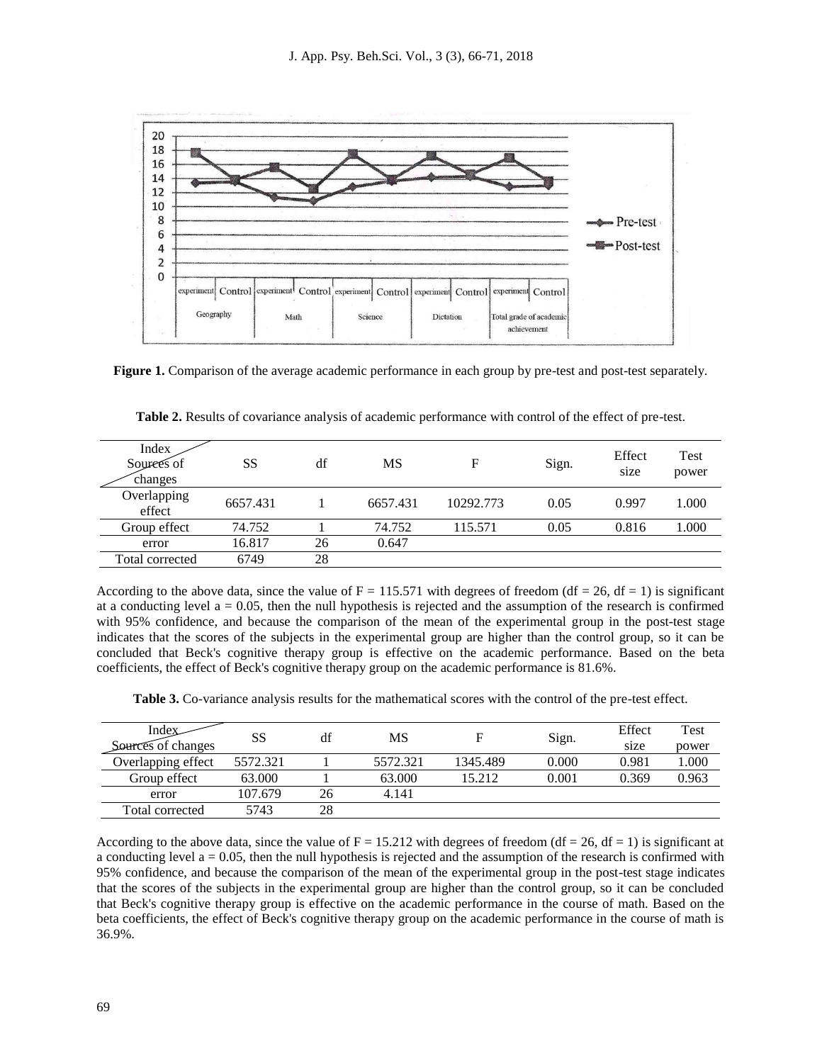20
18
16
14
12
10
8
6
4
2
0

experiment Control experiment Control experiment Control experiment Control experiment Control

Geography Math Science Dictation Total grade of academic achievement

Pre-test
Post-test

**Figure 1.** Comparison of the average academic performance in each group by pre-test and post-test separately.

**Table 2.** Results of covariance analysis of academic performance with control of the effect of pre-test.

| Index / Sources of changes | SS | df | MS | F | Sign. | Effect size | Test power |
|---|---|---|---|---|---|---|---|
| Overlapping effect | 6657.431 | 1 | 6657.431 | 10292.773 | 0.05 | 0.997 | 1.000 |
| Group effect | 74.752 | 1 | 74.752 | 115.571 | 0.05 | 0.816 | 1.000 |
| error | 16.817 | 26 | 0.647 | | | | |
| Total corrected | 6749 | 28 | | | | | |

According to the above data, since the value of F = 115.571 with degrees of freedom (df = 26, df = 1) is significant at a conducting level a = 0.05, then the null hypothesis is rejected and the assumption of the research is confirmed with 95% confidence, and because the comparison of the mean of the experimental group in the post-test stage indicates that the scores of the subjects in the experimental group are higher than the control group, so it can be concluded that Beck's cognitive therapy group is effective on the academic performance. Based on the beta coefficients, the effect of Beck's cognitive therapy group on the academic performance is 81.6%.

**Table 3.** Co-variance analysis results for the mathematical scores with the control of the pre-test effect.

| Index / Sources of changes | SS | df | MS | F | Sign. | Effect size | Test power |
|---|---|---|---|---|---|---|---|
| Overlapping effect | 5572.321 | 1 | 5572.321 | 1345.489 | 0.000 | 0.981 | 1.000 |
| Group effect | 63.000 | 1 | 63.000 | 15.212 | 0.001 | 0.369 | 0.963 |
| error | 107.679 | 26 | 4.141 | | | | |
| Total corrected | 5743 | 28 | | | | | |

According to the above data, since the value of F = 15.212 with degrees of freedom (df = 26, df = 1) is significant at a conducting level a = 0.05, then the null hypothesis is rejected and the assumption of the research is confirmed with 95% confidence, and because the comparison of the mean of the experimental group in the post-test stage indicates that the scores of the subjects in the experimental group are higher than the control group, so it can be concluded that Beck's cognitive therapy group is effective on the academic performance in the course of math. Based on the beta coefficients, the effect of Beck's cognitive therapy group on the academic performance in the course of math is 36.9%.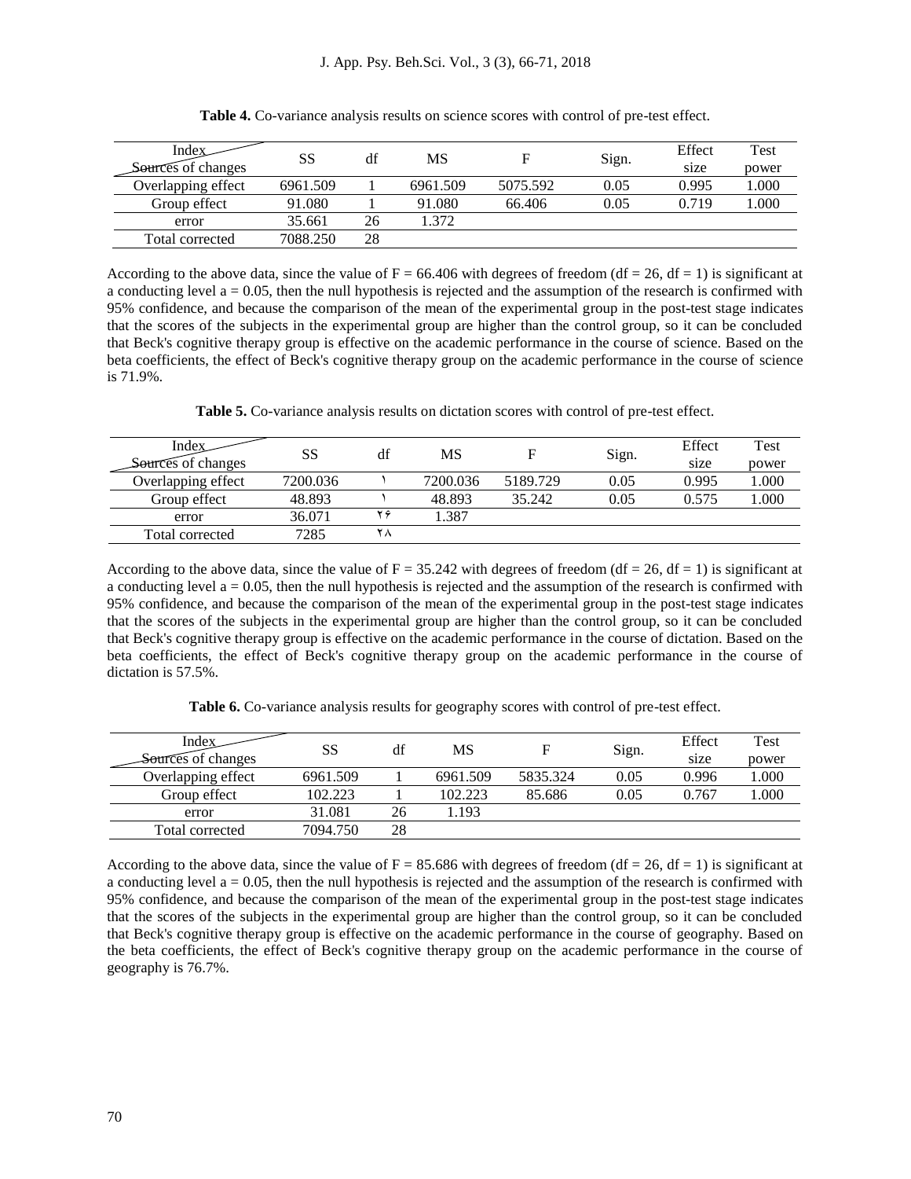**Table 4.** Co-variance analysis results on science scores with control of pre-test effect.

| Index / Sources of changes | SS | df | MS | F | Sign. | Effect size | Test power |
|---|---|---|---|---|---|---|---|
| Overlapping effect | 6961.509 | 1 | 6961.509 | 5075.592 | 0.05 | 0.995 | 1.000 |
| Group effect | 91.080 | 1 | 91.080 | 66.406 | 0.05 | 0.719 | 1.000 |
| error | 35.661 | 26 | 1.372 | | | | |
| Total corrected | 7088.250 | 28 | | | | | |

According to the above data, since the value of F = 66.406 with degrees of freedom (df = 26, df = 1) is significant at a conducting level a = 0.05, then the null hypothesis is rejected and the assumption of the research is confirmed with 95% confidence, and because the comparison of the mean of the experimental group in the post-test stage indicates that the scores of the subjects in the experimental group are higher than the control group, so it can be concluded that Beck's cognitive therapy group is effective on the academic performance in the course of science. Based on the beta coefficients, the effect of Beck's cognitive therapy group on the academic performance in the course of science is 71.9%.

**Table 5.** Co-variance analysis results on dictation scores with control of pre-test effect.

| Index / Sources of changes | SS | df | MS | F | Sign. | Effect size | Test power |
|---|---|---|---|---|---|---|---|
| Overlapping effect | 7200.036 | ۱ | 7200.036 | 5189.729 | 0.05 | 0.995 | 1.000 |
| Group effect | 48.893 | ۱ | 48.893 | 35.242 | 0.05 | 0.575 | 1.000 |
| error | 36.071 | ۲۶ | 1.387 | | | | |
| Total corrected | 7285 | ۲۸ | | | | | |

According to the above data, since the value of F = 35.242 with degrees of freedom (df = 26, df = 1) is significant at a conducting level a = 0.05, then the null hypothesis is rejected and the assumption of the research is confirmed with 95% confidence, and because the comparison of the mean of the experimental group in the post-test stage indicates that the scores of the subjects in the experimental group are higher than the control group, so it can be concluded that Beck's cognitive therapy group is effective on the academic performance in the course of dictation. Based on the beta coefficients, the effect of Beck's cognitive therapy group on the academic performance in the course of dictation is 57.5%.

**Table 6.** Co-variance analysis results for geography scores with control of pre-test effect.

| Index / Sources of changes | SS | df | MS | F | Sign. | Effect size | Test power |
|---|---|---|---|---|---|---|---|
| Overlapping effect | 6961.509 | 1 | 6961.509 | 5835.324 | 0.05 | 0.996 | 1.000 |
| Group effect | 102.223 | 1 | 102.223 | 85.686 | 0.05 | 0.767 | 1.000 |
| error | 31.081 | 26 | 1.193 | | | | |
| Total corrected | 7094.750 | 28 | | | | | |

According to the above data, since the value of F = 85.686 with degrees of freedom (df = 26, df = 1) is significant at a conducting level a = 0.05, then the null hypothesis is rejected and the assumption of the research is confirmed with 95% confidence, and because the comparison of the mean of the experimental group in the post-test stage indicates that the scores of the subjects in the experimental group are higher than the control group, so it can be concluded that Beck's cognitive therapy group is effective on the academic performance in the course of geography. Based on the beta coefficients, the effect of Beck's cognitive therapy group on the academic performance in the course of geography is 76.7%.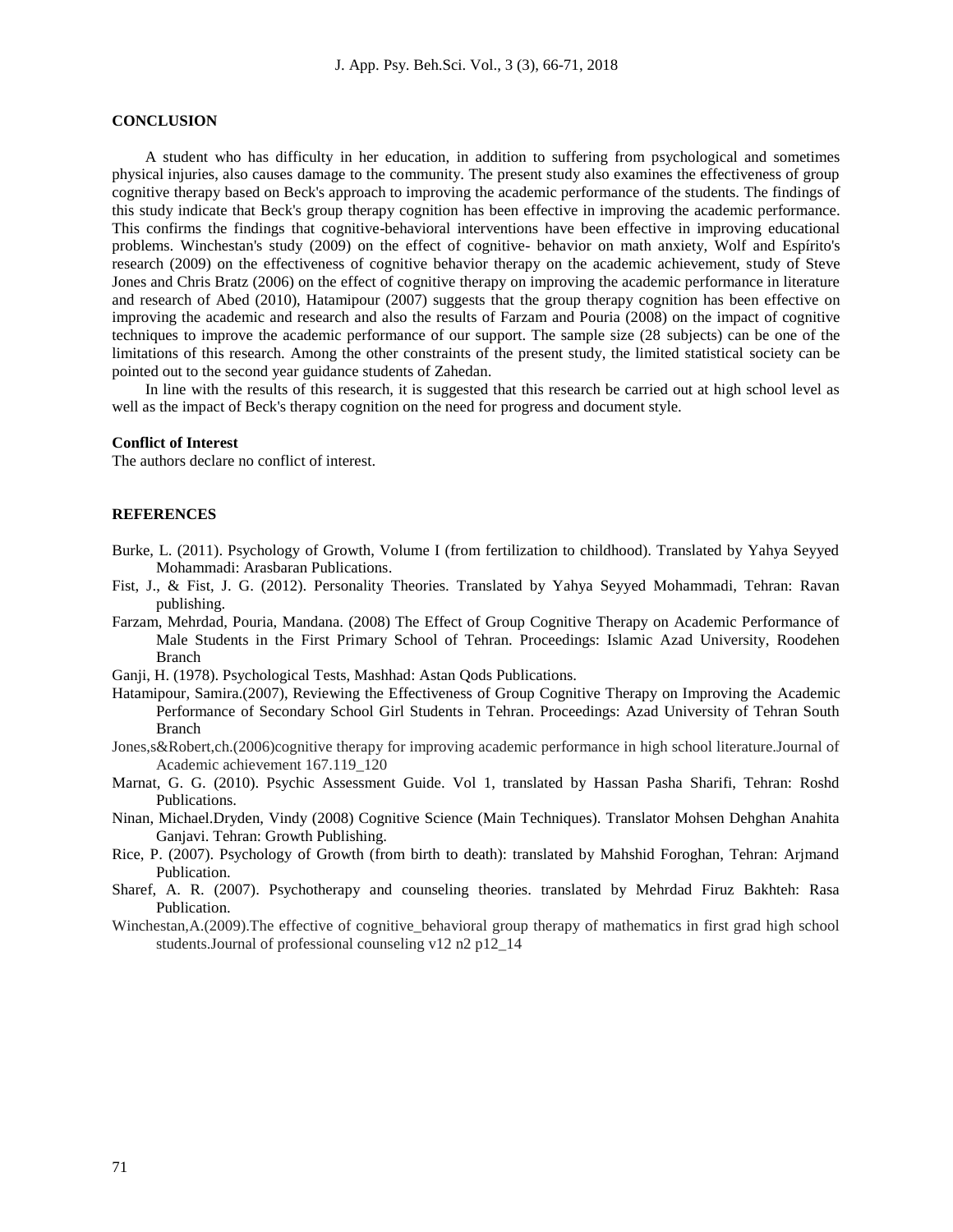## CONCLUSION

A student who has difficulty in her education, in addition to suffering from psychological and sometimes physical injuries, also causes damage to the community. The present study also examines the effectiveness of group cognitive therapy based on Beck's approach to improving the academic performance of the students. The findings of this study indicate that Beck's group therapy cognition has been effective in improving the academic performance. This confirms the findings that cognitive-behavioral interventions have been effective in improving educational problems. Winchestan's study (2009) on the effect of cognitive- behavior on math anxiety, Wolf and Espírito's research (2009) on the effectiveness of cognitive behavior therapy on the academic achievement, study of Steve Jones and Chris Bratz (2006) on the effect of cognitive therapy on improving the academic performance in literature and research of Abed (2010), Hatamipour (2007) suggests that the group therapy cognition has been effective on improving the academic and research and also the results of Farzam and Pouria (2008) on the impact of cognitive techniques to improve the academic performance of our support. The sample size (28 subjects) can be one of the limitations of this research. Among the other constraints of the present study, the limited statistical society can be pointed out to the second year guidance students of Zahedan.

In line with the results of this research, it is suggested that this research be carried out at high school level as well as the impact of Beck's therapy cognition on the need for progress and document style.

### Conflict of Interest

The authors declare no conflict of interest.

## REFERENCES

Burke, L. (2011). Psychology of Growth, Volume I (from fertilization to childhood). Translated by Yahya Seyyed Mohammadi: Arasbaran Publications.

Fist, J., & Fist, J. G. (2012). Personality Theories. Translated by Yahya Seyyed Mohammadi, Tehran: Ravan publishing.

Farzam, Mehrdad, Pouria, Mandana. (2008) The Effect of Group Cognitive Therapy on Academic Performance of Male Students in the First Primary School of Tehran. Proceedings: Islamic Azad University, Roodehen Branch

Ganji, H. (1978). Psychological Tests, Mashhad: Astan Qods Publications.

Hatamipour, Samira.(2007), Reviewing the Effectiveness of Group Cognitive Therapy on Improving the Academic Performance of Secondary School Girl Students in Tehran. Proceedings: Azad University of Tehran South Branch

Jones,s&Robert,ch.(2006)cognitive therapy for improving academic performance in high school literature.Journal of Academic achievement 167.119_120

Marnat, G. G. (2010). Psychic Assessment Guide. Vol 1, translated by Hassan Pasha Sharifi, Tehran: Roshd Publications.

Ninan, Michael.Dryden, Vindy (2008) Cognitive Science (Main Techniques). Translator Mohsen Dehghan Anahita Ganjavi. Tehran: Growth Publishing.

Rice, P. (2007). Psychology of Growth (from birth to death): translated by Mahshid Foroghan, Tehran: Arjmand Publication.

Sharef, A. R. (2007). Psychotherapy and counseling theories. translated by Mehrdad Firuz Bakhteh: Rasa Publication.

Winchestan,A.(2009).The effective of cognitive_behavioral group therapy of mathematics in first grad high school students.Journal of professional counseling v12 n2 p12_14